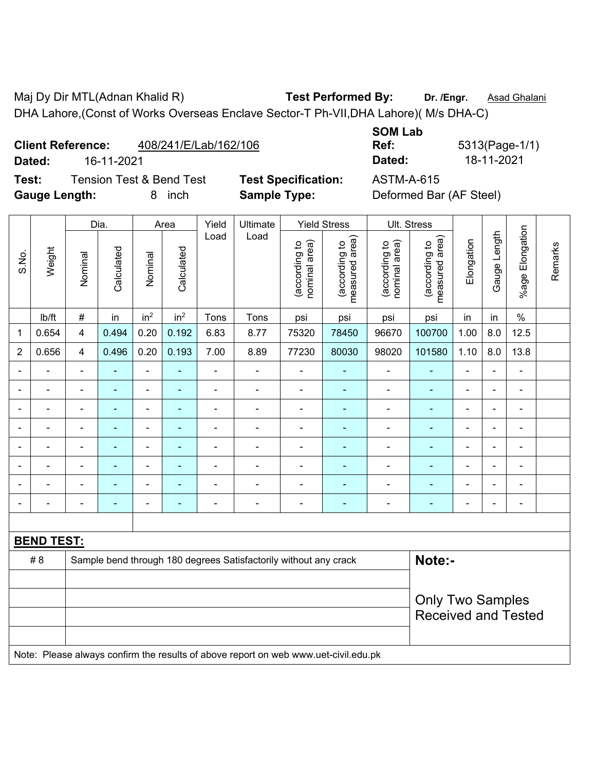Maj Dy Dir MTL(Adnan Khalid R) **Test Performed By:** **Dr. /Engr.** Asad Ghalani

DHA Lahore,(Const of Works Overseas Enclave Sector-T Ph-VII,DHA Lahore)( M/s DHA-C)

**Client Reference:** 408/241/E/Lab/162/106 **SOM Lab Ref:** 5313(Page-1/1)

**Dated:** 16-11-2021 **Dated:** 18-11-2021

**Test:** Tension Test & Bend Test **Test Specification:** ASTM-A-615

**Gauge Length:** 8 inch **Sample Type:** Deformed Bar (AF Steel)

| S.No. | Weight | Dia. | | Area | | Yield Load | Ultimate Load | Yield Stress | | Ult. Stress | | Elongation | Gauge Length | %age Elongation | Remarks |
|---|---|---|---|---|---|---|---|---|---|---|---|---|---|---|---|
| | | Nominal | Calculated | Nominal | Calculated | | | (according to nominal area) | (according to measured area) | (according to nominal area) | (according to measured area) | | | | |
| | lb/ft | # | in | $in^2$ | $in^2$ | Tons | Tons | psi | psi | psi | psi | in | in | % | |
| 1 | 0.654 | 4 | 0.494 | 0.20 | 0.192 | 6.83 | 8.77 | 75320 | 78450 | 96670 | 100700 | 1.00 | 8.0 | 12.5 | |
| 2 | 0.656 | 4 | 0.496 | 0.20 | 0.193 | 7.00 | 8.89 | 77230 | 80030 | 98020 | 101580 | 1.10 | 8.0 | 13.8 | |
| - | - | - | - | - | - | - | - | - | - | - | - | - | - | - | |
| - | - | - | - | - | - | - | - | - | - | - | - | - | - | - | |
| - | - | - | - | - | - | - | - | - | - | - | - | - | - | - | |
| - | - | - | - | - | - | - | - | - | - | - | - | - | - | - | |
| - | - | - | - | - | - | - | - | - | - | - | - | - | - | - | |
| - | - | - | - | - | - | - | - | - | - | - | - | - | - | - | |
| - | - | - | - | - | - | - | - | - | - | - | - | - | - | - | |
| - | - | - | - | - | - | - | - | - | - | - | - | - | - | - | |

**BEND TEST:**

| | | |
|---|---|---|
| # 8 | Sample bend through 180 degrees Satisfactorily without any crack | **Note:-** |
| | | Only Two Samples Received and Tested |

Note: Please always confirm the results of above report on web www.uet-civil.edu.pk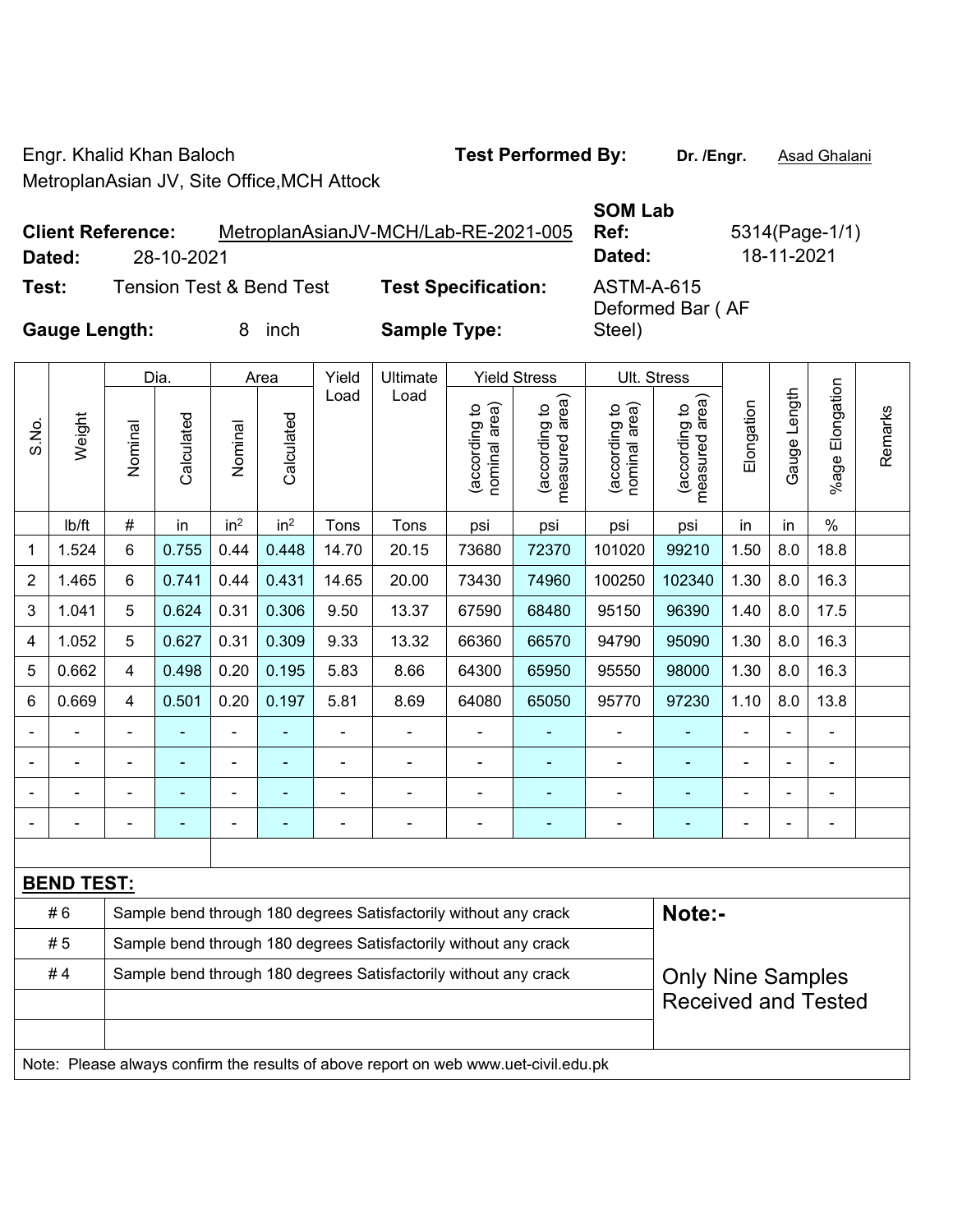Engr. Khalid Khan Baloch

MetroplanAsian JV, Site Office,MCH Attock

**Test Performed By:** Dr. /Engr. Asad Ghalani

**Client Reference:** MetroplanAsianJV-MCH/Lab-RE-2021-005

**Dated:** 28-10-2021

**SOM Lab Ref:** 5314(Page-1/1)

**Dated:** 18-11-2021

**Test:** Tension Test & Bend Test

**Test Specification:** ASTM-A-615

**Gauge Length:** 8 inch

**Sample Type:** Deformed Bar ( AF Steel)

| S.No. | Weight | Dia. | | Area | | Yield Load | Ultimate Load | Yield Stress | | Ult. Stress | | Elongation | Gauge Length | %age Elongation | Remarks |
|---|---|---|---|---|---|---|---|---|---|---|---|---|---|---|---|
| | | Nominal | Calculated | Nominal | Calculated | | | (according to nominal area) | (according to measured area) | (according to nominal area) | (according to measured area) | | | | |
| | lb/ft | # | in | in$^2$ | in$^2$ | Tons | Tons | psi | psi | psi | psi | in | in | % | |
| 1 | 1.524 | 6 | 0.755 | 0.44 | 0.448 | 14.70 | 20.15 | 73680 | 72370 | 101020 | 99210 | 1.50 | 8.0 | 18.8 | |
| 2 | 1.465 | 6 | 0.741 | 0.44 | 0.431 | 14.65 | 20.00 | 73430 | 74960 | 100250 | 102340 | 1.30 | 8.0 | 16.3 | |
| 3 | 1.041 | 5 | 0.624 | 0.31 | 0.306 | 9.50 | 13.37 | 67590 | 68480 | 95150 | 96390 | 1.40 | 8.0 | 17.5 | |
| 4 | 1.052 | 5 | 0.627 | 0.31 | 0.309 | 9.33 | 13.32 | 66360 | 66570 | 94790 | 95090 | 1.30 | 8.0 | 16.3 | |
| 5 | 0.662 | 4 | 0.498 | 0.20 | 0.195 | 5.83 | 8.66 | 64300 | 65950 | 95550 | 98000 | 1.30 | 8.0 | 16.3 | |
| 6 | 0.669 | 4 | 0.501 | 0.20 | 0.197 | 5.81 | 8.69 | 64080 | 65050 | 95770 | 97230 | 1.10 | 8.0 | 13.8 | |
| - | - | - | - | - | - | - | - | - | - | - | - | - | - | - | |
| - | - | - | - | - | - | - | - | - | - | - | - | - | - | - | |
| - | - | - | - | - | - | - | - | - | - | - | - | - | - | - | |
| - | - | - | - | - | - | - | - | - | - | - | - | - | - | - | |

**BEND TEST:**

| | | |
|---|---|---|
| # 6 | Sample bend through 180 degrees Satisfactorily without any crack | **Note:-** |
| # 5 | Sample bend through 180 degrees Satisfactorily without any crack | |
| # 4 | Sample bend through 180 degrees Satisfactorily without any crack | Only Nine Samples Received and Tested |
| | | |
| | | |

Note: Please always confirm the results of above report on web www.uet-civil.edu.pk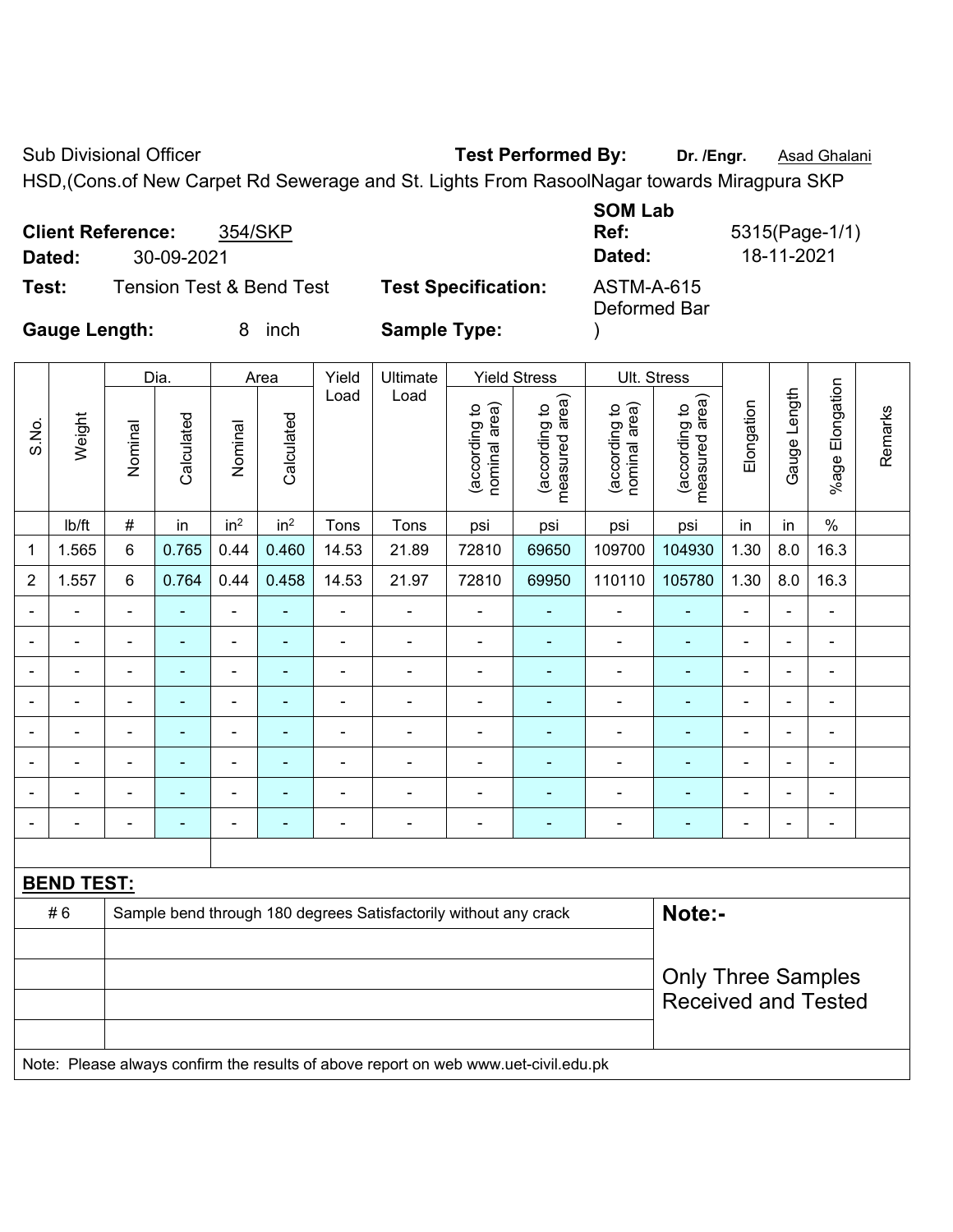Sub Divisional Officer **Test Performed By:** **Dr. /Engr.** Asad Ghalani

HSD,(Cons.of New Carpet Rd Sewerage and St. Lights From RasoolNagar towards Miragpura SKP

**Client Reference:** 354/SKP **SOM Lab Ref:** 5315(Page-1/1)

**Dated:** 30-09-2021 **Dated:** 18-11-2021

**Test:** Tension Test & Bend Test **Test Specification:** ASTM-A-615 Deformed Bar )

**Gauge Length:** 8 inch **Sample Type:**

| S.No. | Weight | Dia. | | Area | | Yield Load | Ultimate Load | Yield Stress | | Ult. Stress | | Elongation | Gauge Length | %age Elongation | Remarks |
|---|---|---|---|---|---|---|---|---|---|---|---|---|---|---|---|
| | | Nominal | Calculated | Nominal | Calculated | | | (according to nominal area) | (according to measured area) | (according to nominal area) | (according to measured area) | | | | |
| | lb/ft | # | in | in$^2$ | in$^2$ | Tons | Tons | psi | psi | psi | psi | in | in | % | |
| 1 | 1.565 | 6 | 0.765 | 0.44 | 0.460 | 14.53 | 21.89 | 72810 | 69650 | 109700 | 104930 | 1.30 | 8.0 | 16.3 | |
| 2 | 1.557 | 6 | 0.764 | 0.44 | 0.458 | 14.53 | 21.97 | 72810 | 69950 | 110110 | 105780 | 1.30 | 8.0 | 16.3 | |
| - | - | - | - | - | - | - | - | - | - | - | - | - | - | - | |
| - | - | - | - | - | - | - | - | - | - | - | - | - | - | - | |
| - | - | - | - | - | - | - | - | - | - | - | - | - | - | - | |
| - | - | - | - | - | - | - | - | - | - | - | - | - | - | - | |
| - | - | - | - | - | - | - | - | - | - | - | - | - | - | - | |
| - | - | - | - | - | - | - | - | - | - | - | - | - | - | - | |
| - | - | - | - | - | - | - | - | - | - | - | - | - | - | - | |
| - | - | - | - | - | - | - | - | - | - | - | - | - | - | - | |

**BEND TEST:**

| | | |
|---|---|---|
| # 6 | Sample bend through 180 degrees Satisfactorily without any crack | **Note:-** |
| | | Only Three Samples Received and Tested |

Note: Please always confirm the results of above report on web www.uet-civil.edu.pk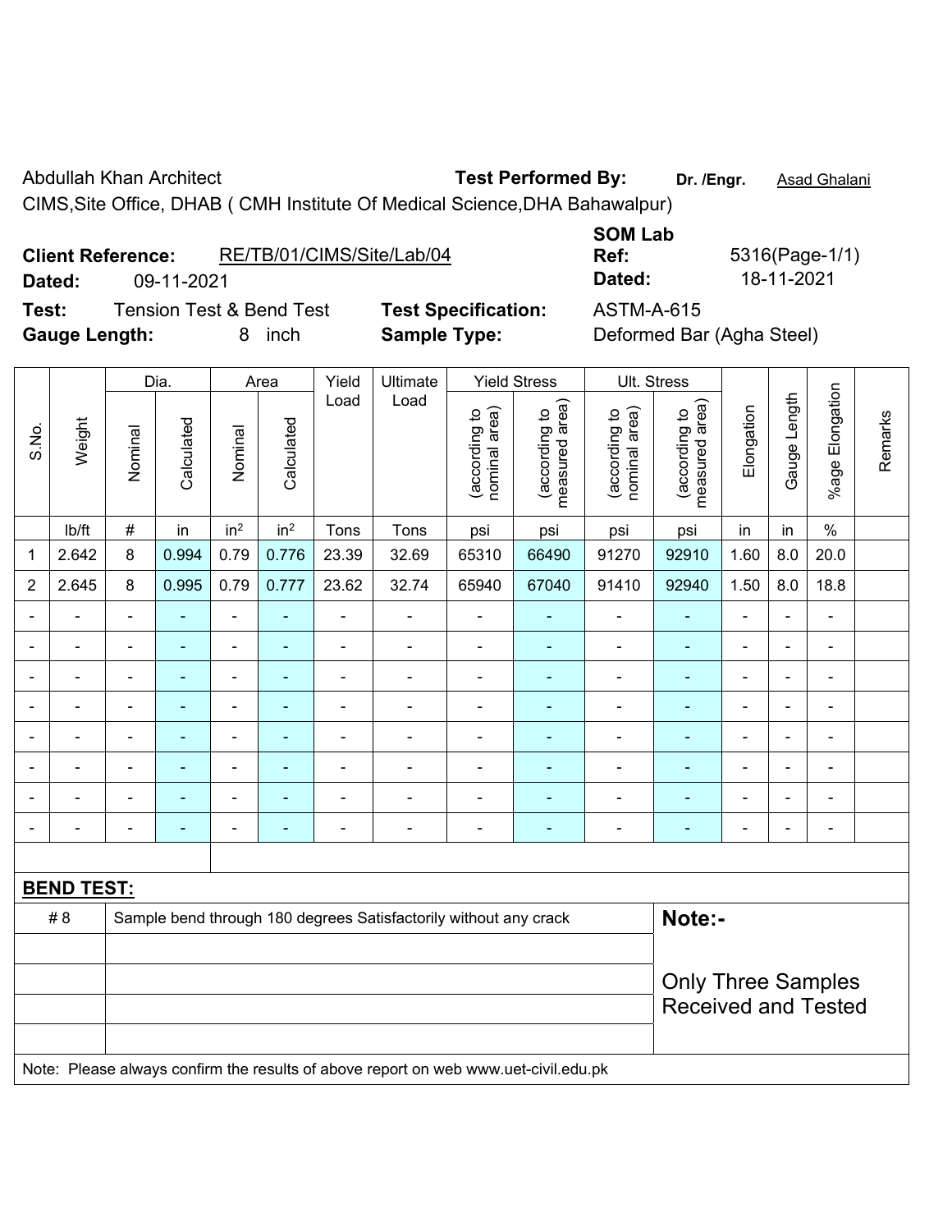Abdullah Khan Architect

CIMS,Site Office, DHAB ( CMH Institute Of Medical Science,DHA Bahawalpur)

**Test Performed By:** **Dr. /Engr.** Asad Ghalani

**Client Reference:** RE/TB/01/CIMS/Site/Lab/04

**Dated:** 09-11-2021

**SOM Lab Ref:** 5316(Page-1/1)

**Dated:** 18-11-2021

**Test:** Tension Test & Bend Test

**Test Specification:** ASTM-A-615

**Gauge Length:** 8 inch

**Sample Type:** Deformed Bar (Agha Steel)

| S.No. | Weight | Dia. | | Area | | Yield Load | Ultimate Load | Yield Stress | | Ult. Stress | | Elongation | Gauge Length | %age Elongation | Remarks |
|---|---|---|---|---|---|---|---|---|---|---|---|---|---|---|---|
| | | Nominal | Calculated | Nominal | Calculated | | | (according to nominal area) | (according to measured area) | (according to nominal area) | (according to measured area) | | | | |
| | lb/ft | # | in | in$^2$ | in$^2$ | Tons | Tons | psi | psi | psi | psi | in | in | % | |
| 1 | 2.642 | 8 | 0.994 | 0.79 | 0.776 | 23.39 | 32.69 | 65310 | 66490 | 91270 | 92910 | 1.60 | 8.0 | 20.0 | |
| 2 | 2.645 | 8 | 0.995 | 0.79 | 0.777 | 23.62 | 32.74 | 65940 | 67040 | 91410 | 92940 | 1.50 | 8.0 | 18.8 | |
| - | - | - | - | - | - | - | - | - | - | - | - | - | - | - | |
| - | - | - | - | - | - | - | - | - | - | - | - | - | - | - | |
| - | - | - | - | - | - | - | - | - | - | - | - | - | - | - | |
| - | - | - | - | - | - | - | - | - | - | - | - | - | - | - | |
| - | - | - | - | - | - | - | - | - | - | - | - | - | - | - | |
| - | - | - | - | - | - | - | - | - | - | - | - | - | - | - | |
| - | - | - | - | - | - | - | - | - | - | - | - | - | - | - | |
| - | - | - | - | - | - | - | - | - | - | - | - | - | - | - | |

**BEND TEST:**

| | | |
|---|---|---|
| # 8 | Sample bend through 180 degrees Satisfactorily without any crack | **Note:-** |
| | | Only Three Samples Received and Tested |

Note: Please always confirm the results of above report on web www.uet-civil.edu.pk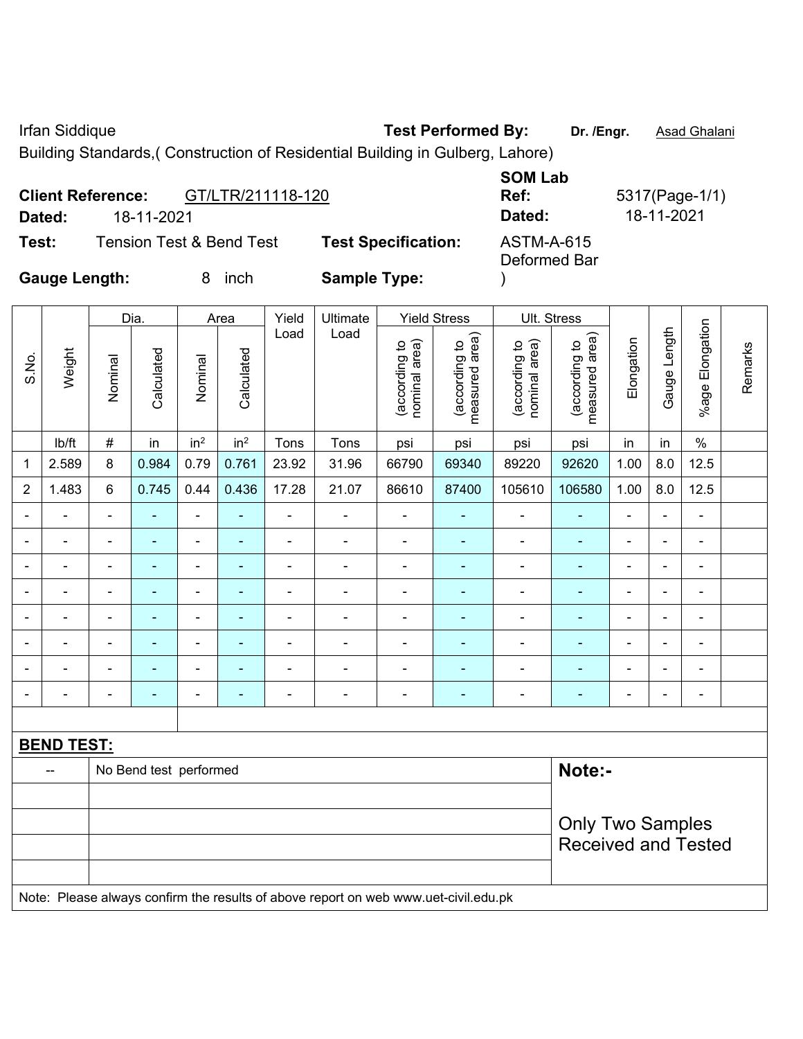Irfan Siddique | **Test Performed By:** **Dr. /Engr.** Asad Ghalani

Building Standards,( Construction of Residential Building in Gulberg, Lahore)

**Client Reference:** GT/LTR/211118-120 | **SOM Lab Ref:** 5317(Page-1/1)

**Dated:** 18-11-2021 | **Dated:** 18-11-2021

**Test:** Tension Test & Bend Test | **Test Specification:** ASTM-A-615 Deformed Bar )

**Gauge Length:** 8 inch | **Sample Type:**

| S.No. | Weight | Dia. | | Area | | Yield Load | Ultimate Load | Yield Stress | | Ult. Stress | | Elongation | Gauge Length | %age Elongation | Remarks |
|---|---|---|---|---|---|---|---|---|---|---|---|---|---|---|---|
| | | Nominal | Calculated | Nominal | Calculated | | | (according to nominal area) | (according to measured area) | (according to nominal area) | (according to measured area) | | | | |
| | lb/ft | # | in | in² | in² | Tons | Tons | psi | psi | psi | psi | in | in | % | |
| 1 | 2.589 | 8 | 0.984 | 0.79 | 0.761 | 23.92 | 31.96 | 66790 | 69340 | 89220 | 92620 | 1.00 | 8.0 | 12.5 | |
| 2 | 1.483 | 6 | 0.745 | 0.44 | 0.436 | 17.28 | 21.07 | 86610 | 87400 | 105610 | 106580 | 1.00 | 8.0 | 12.5 | |
| - | - | - | - | - | - | - | - | - | - | - | - | - | - | - | |
| - | - | - | - | - | - | - | - | - | - | - | - | - | - | - | |
| - | - | - | - | - | - | - | - | - | - | - | - | - | - | - | |
| - | - | - | - | - | - | - | - | - | - | - | - | - | - | - | |
| - | - | - | - | - | - | - | - | - | - | - | - | - | - | - | |
| - | - | - | - | - | - | - | - | - | - | - | - | - | - | - | |
| - | - | - | - | - | - | - | - | - | - | - | - | - | - | - | |
| - | - | - | - | - | - | - | - | - | - | - | - | - | - | - | |

**BEND TEST:**

| | | |
|---|---|---|
| -- | No Bend test performed | **Note:-** |
| | | Only Two Samples Received and Tested |

Note: Please always confirm the results of above report on web www.uet-civil.edu.pk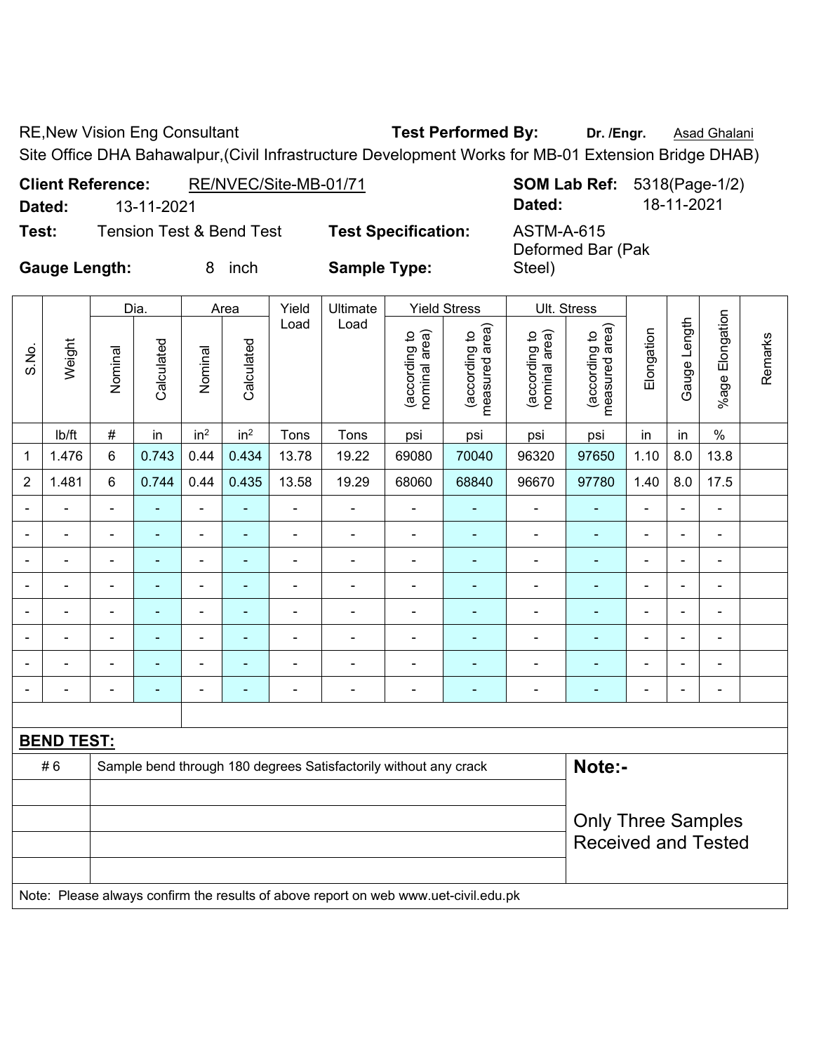RE,New Vision Eng Consultant **Test Performed By:** **Dr. /Engr.** Asad Ghalani

Site Office DHA Bahawalpur,(Civil Infrastructure Development Works for MB-01 Extension Bridge DHAB)

**Client Reference:** RE/NVEC/Site-MB-01/71 **SOM Lab Ref:** 5318(Page-1/2)

**Dated:** 13-11-2021 **Dated:** 18-11-2021

**Test:** Tension Test & Bend Test **Test Specification:** ASTM-A-615

**Gauge Length:** 8 inch **Sample Type:** Deformed Bar (Pak Steel)

| S.No. | Weight | Dia. | | Area | | Yield Load | Ultimate Load | Yield Stress | | Ult. Stress | | Elongation | Gauge Length | %age Elongation | Remarks |
|---|---|---|---|---|---|---|---|---|---|---|---|---|---|---|---|
| | | Nominal | Calculated | Nominal | Calculated | | | (according to nominal area) | (according to measured area) | (according to nominal area) | (according to measured area) | | | | |
| | lb/ft | # | in | in² | in² | Tons | Tons | psi | psi | psi | psi | in | in | % | |
| 1 | 1.476 | 6 | 0.743 | 0.44 | 0.434 | 13.78 | 19.22 | 69080 | 70040 | 96320 | 97650 | 1.10 | 8.0 | 13.8 | |
| 2 | 1.481 | 6 | 0.744 | 0.44 | 0.435 | 13.58 | 19.29 | 68060 | 68840 | 96670 | 97780 | 1.40 | 8.0 | 17.5 | |
| - | - | - | - | - | - | - | - | - | - | - | - | - | - | - | |
| - | - | - | - | - | - | - | - | - | - | - | - | - | - | - | |
| - | - | - | - | - | - | - | - | - | - | - | - | - | - | - | |
| - | - | - | - | - | - | - | - | - | - | - | - | - | - | - | |
| - | - | - | - | - | - | - | - | - | - | - | - | - | - | - | |
| - | - | - | - | - | - | - | - | - | - | - | - | - | - | - | |
| - | - | - | - | - | - | - | - | - | - | - | - | - | - | - | |
| - | - | - | - | - | - | - | - | - | - | - | - | - | - | - | |

**BEND TEST:**

| | | |
|---|---|---|
| # 6 | Sample bend through 180 degrees Satisfactorily without any crack | **Note:-** |
| | | Only Three Samples Received and Tested |

Note: Please always confirm the results of above report on web www.uet-civil.edu.pk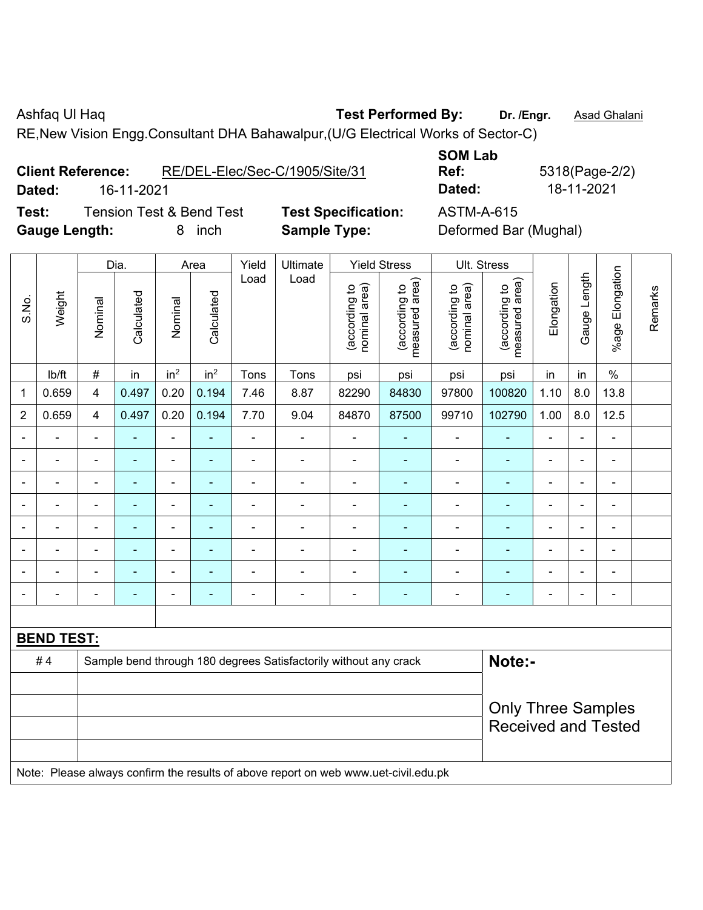Ashfaq Ul Haq

**Test Performed By:** **Dr. /Engr.** Asad Ghalani

RE,New Vision Engg.Consultant DHA Bahawalpur,(U/G Electrical Works of Sector-C)

**Client Reference:** RE/DEL-Elec/Sec-C/1905/Site/31

**Dated:** 16-11-2021

**SOM Lab Ref:** 5318(Page-2/2)

**Dated:** 18-11-2021

**Test:** Tension Test & Bend Test

**Test Specification:** ASTM-A-615

**Gauge Length:** 8 inch

**Sample Type:** Deformed Bar (Mughal)

| S.No. | Weight | Dia. | | Area | | Yield Load | Ultimate Load | Yield Stress | | Ult. Stress | | Elongation | Gauge Length | %age Elongation | Remarks |
|---|---|---|---|---|---|---|---|---|---|---|---|---|---|---|---|
| | | Nominal | Calculated | Nominal | Calculated | | | (according to nominal area) | (according to measured area) | (according to nominal area) | (according to measured area) | | | | |
| | lb/ft | # | in | in$^2$ | in$^2$ | Tons | Tons | psi | psi | psi | psi | in | in | % | |
| 1 | 0.659 | 4 | 0.497 | 0.20 | 0.194 | 7.46 | 8.87 | 82290 | 84830 | 97800 | 100820 | 1.10 | 8.0 | 13.8 | |
| 2 | 0.659 | 4 | 0.497 | 0.20 | 0.194 | 7.70 | 9.04 | 84870 | 87500 | 99710 | 102790 | 1.00 | 8.0 | 12.5 | |
| - | - | - | - | - | - | - | - | - | - | - | - | - | - | - | |
| - | - | - | - | - | - | - | - | - | - | - | - | - | - | - | |
| - | - | - | - | - | - | - | - | - | - | - | - | - | - | - | |
| - | - | - | - | - | - | - | - | - | - | - | - | - | - | - | |
| - | - | - | - | - | - | - | - | - | - | - | - | - | - | - | |
| - | - | - | - | - | - | - | - | - | - | - | - | - | - | - | |
| - | - | - | - | - | - | - | - | - | - | - | - | - | - | - | |
| - | - | - | - | - | - | - | - | - | - | - | - | - | - | - | |

**BEND TEST:**

| | | |
|---|---|---|
| # 4 | Sample bend through 180 degrees Satisfactorily without any crack | **Note:-** Only Three Samples Received and Tested |

Note: Please always confirm the results of above report on web www.uet-civil.edu.pk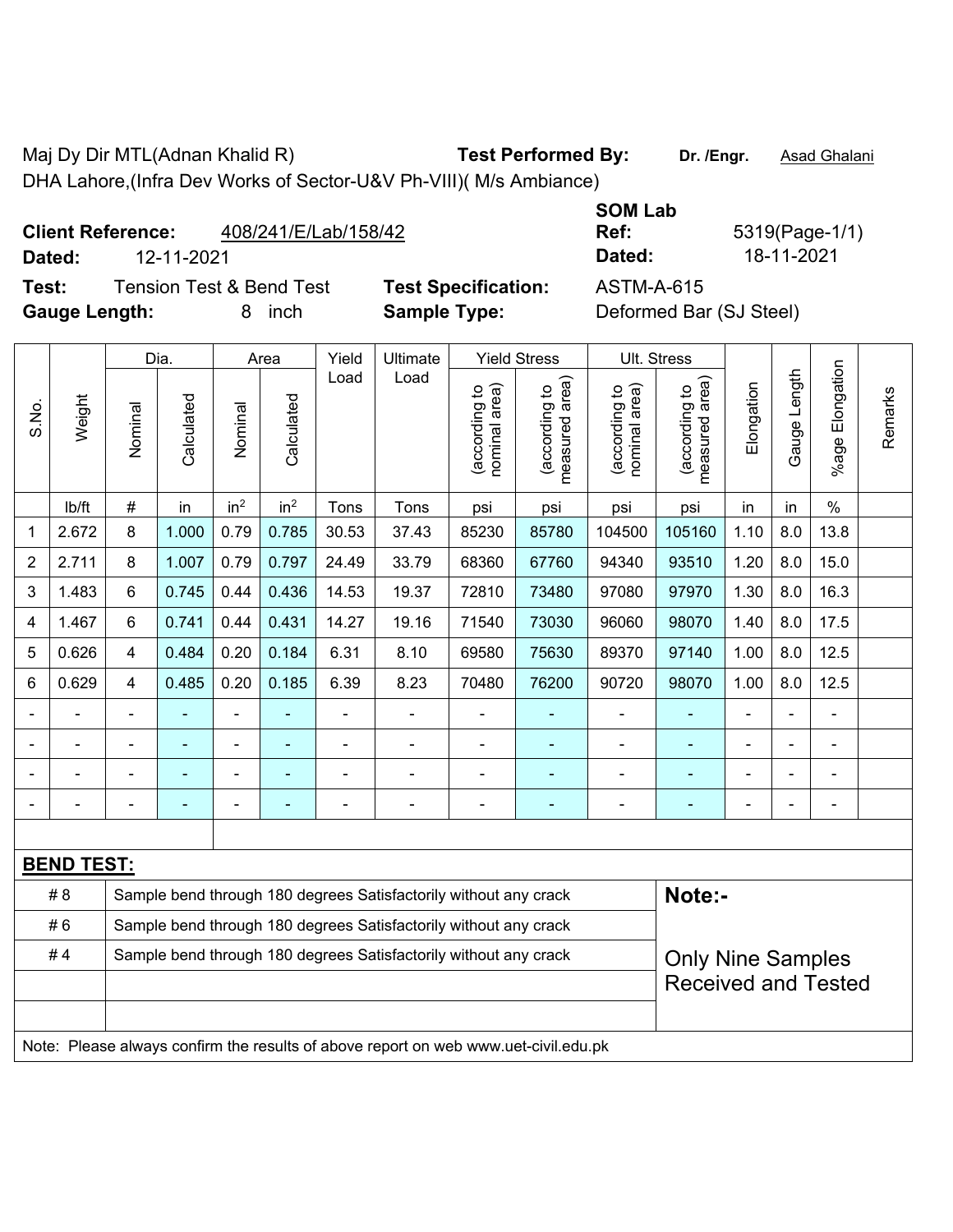Maj Dy Dir MTL(Adnan Khalid R) **Test Performed By:** **Dr. /Engr.** Asad Ghalani

DHA Lahore,(Infra Dev Works of Sector-U&V Ph-VIII)( M/s Ambiance)

**Client Reference:** 408/241/E/Lab/158/42 **SOM Lab Ref:** 5319(Page-1/1)

**Dated:** 12-11-2021 **Dated:** 18-11-2021

**Test:** Tension Test & Bend Test **Test Specification:** ASTM-A-615

**Gauge Length:** 8 inch **Sample Type:** Deformed Bar (SJ Steel)

| S.No. | Weight | Dia. | | Area | | Yield Load | Ultimate Load | Yield Stress | | Ult. Stress | | Elongation | Gauge Length | %age Elongation | Remarks |
|---|---|---|---|---|---|---|---|---|---|---|---|---|---|---|---|
| | | Nominal | Calculated | Nominal | Calculated | | | (according to nominal area) | (according to measured area) | (according to nominal area) | (according to measured area) | | | | |
| | lb/ft | # | in | $in^2$ | $in^2$ | Tons | Tons | psi | psi | psi | psi | in | in | % | |
| 1 | 2.672 | 8 | 1.000 | 0.79 | 0.785 | 30.53 | 37.43 | 85230 | 85780 | 104500 | 105160 | 1.10 | 8.0 | 13.8 | |
| 2 | 2.711 | 8 | 1.007 | 0.79 | 0.797 | 24.49 | 33.79 | 68360 | 67760 | 94340 | 93510 | 1.20 | 8.0 | 15.0 | |
| 3 | 1.483 | 6 | 0.745 | 0.44 | 0.436 | 14.53 | 19.37 | 72810 | 73480 | 97080 | 97970 | 1.30 | 8.0 | 16.3 | |
| 4 | 1.467 | 6 | 0.741 | 0.44 | 0.431 | 14.27 | 19.16 | 71540 | 73030 | 96060 | 98070 | 1.40 | 8.0 | 17.5 | |
| 5 | 0.626 | 4 | 0.484 | 0.20 | 0.184 | 6.31 | 8.10 | 69580 | 75630 | 89370 | 97140 | 1.00 | 8.0 | 12.5 | |
| 6 | 0.629 | 4 | 0.485 | 0.20 | 0.185 | 6.39 | 8.23 | 70480 | 76200 | 90720 | 98070 | 1.00 | 8.0 | 12.5 | |
| - | - | - | - | - | - | - | - | - | - | - | - | - | - | - | |
| - | - | - | - | - | - | - | - | - | - | - | - | - | - | - | |
| - | - | - | - | - | - | - | - | - | - | - | - | - | - | - | |
| - | - | - | - | - | - | - | - | - | - | - | - | - | - | - | |

**BEND TEST:**

| | | |
|---|---|---|
| # 8 | Sample bend through 180 degrees Satisfactorily without any crack | **Note:-** |
| # 6 | Sample bend through 180 degrees Satisfactorily without any crack | |
| # 4 | Sample bend through 180 degrees Satisfactorily without any crack | Only Nine Samples Received and Tested |

Note: Please always confirm the results of above report on web www.uet-civil.edu.pk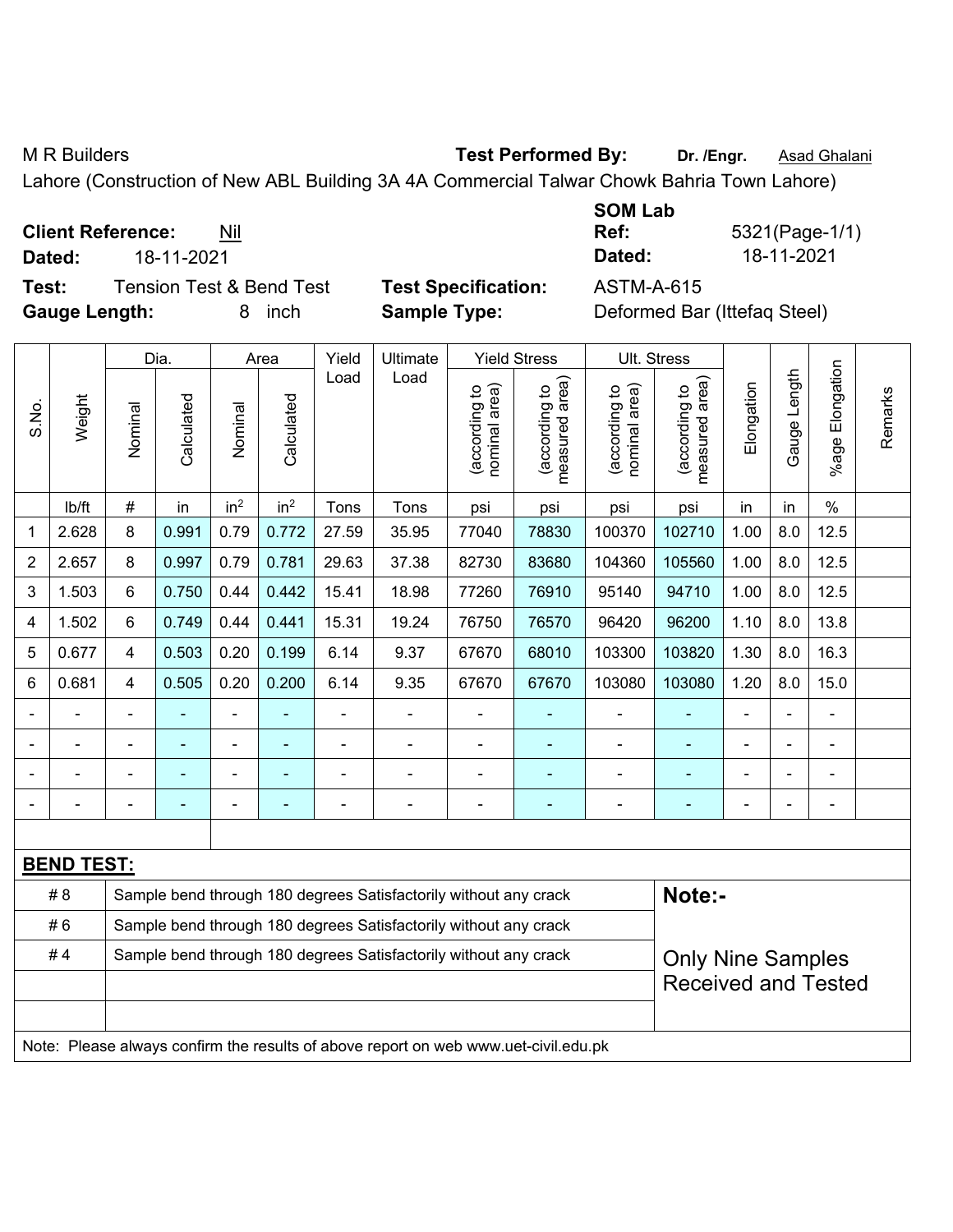M R Builders **Test Performed By:** **Dr. /Engr.** Asad Ghalani

Lahore (Construction of New ABL Building 3A 4A Commercial Talwar Chowk Bahria Town Lahore)

**Client Reference:** Nil **SOM Lab Ref:** 5321(Page-1/1)

**Dated:** 18-11-2021 **Dated:** 18-11-2021

**Test:** Tension Test & Bend Test **Test Specification:** ASTM-A-615

**Gauge Length:** 8 inch **Sample Type:** Deformed Bar (Ittefaq Steel)

| S.No. | Weight | Dia. | | Area | | Yield Load | Ultimate Load | Yield Stress | | Ult. Stress | | Elongation | Gauge Length | %age Elongation | Remarks |
|---|---|---|---|---|---|---|---|---|---|---|---|---|---|---|---|
| | | Nominal | Calculated | Nominal | Calculated | | | (according to nominal area) | (according to measured area) | (according to nominal area) | (according to measured area) | | | | |
| | lb/ft | # | in | $in^2$ | $in^2$ | Tons | Tons | psi | psi | psi | psi | in | in | % | |
| 1 | 2.628 | 8 | 0.991 | 0.79 | 0.772 | 27.59 | 35.95 | 77040 | 78830 | 100370 | 102710 | 1.00 | 8.0 | 12.5 | |
| 2 | 2.657 | 8 | 0.997 | 0.79 | 0.781 | 29.63 | 37.38 | 82730 | 83680 | 104360 | 105560 | 1.00 | 8.0 | 12.5 | |
| 3 | 1.503 | 6 | 0.750 | 0.44 | 0.442 | 15.41 | 18.98 | 77260 | 76910 | 95140 | 94710 | 1.00 | 8.0 | 12.5 | |
| 4 | 1.502 | 6 | 0.749 | 0.44 | 0.441 | 15.31 | 19.24 | 76750 | 76570 | 96420 | 96200 | 1.10 | 8.0 | 13.8 | |
| 5 | 0.677 | 4 | 0.503 | 0.20 | 0.199 | 6.14 | 9.37 | 67670 | 68010 | 103300 | 103820 | 1.30 | 8.0 | 16.3 | |
| 6 | 0.681 | 4 | 0.505 | 0.20 | 0.200 | 6.14 | 9.35 | 67670 | 67670 | 103080 | 103080 | 1.20 | 8.0 | 15.0 | |
| - | - | - | - | - | - | - | - | - | - | - | - | - | - | - | |
| - | - | - | - | - | - | - | - | - | - | - | - | - | - | - | |
| - | - | - | - | - | - | - | - | - | - | - | - | - | - | - | |
| - | - | - | - | - | - | - | - | - | - | - | - | - | - | - | |

**BEND TEST:**

| | | |
|---|---|---|
| # 8 | Sample bend through 180 degrees Satisfactorily without any crack | **Note:-** |
| # 6 | Sample bend through 180 degrees Satisfactorily without any crack | |
| # 4 | Sample bend through 180 degrees Satisfactorily without any crack | Only Nine Samples Received and Tested |

Note: Please always confirm the results of above report on web www.uet-civil.edu.pk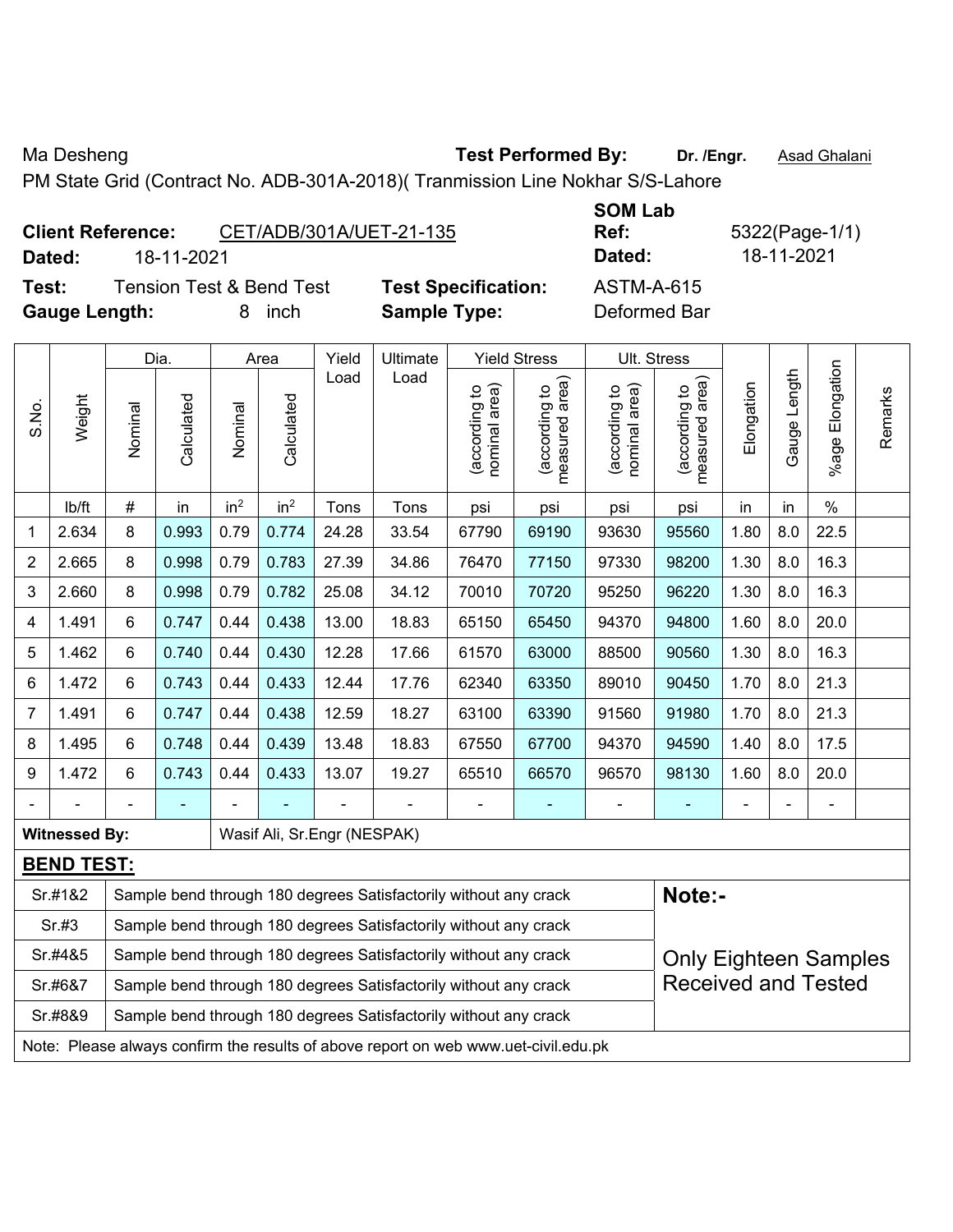Ma Desheng **Test Performed By:** **Dr. /Engr.** Asad Ghalani

PM State Grid (Contract No. ADB-301A-2018)( Tranmission Line Nokhar S/S-Lahore

**Client Reference:** CET/ADB/301A/UET-21-135 **SOM Lab Ref:** 5322(Page-1/1)

**Dated:** 18-11-2021 **Dated:** 18-11-2021

**Test:** Tension Test & Bend Test **Test Specification:** ASTM-A-615

**Gauge Length:** 8 inch **Sample Type:** Deformed Bar

| S.No. | Weight | Dia. | | Area | | Yield Load | Ultimate Load | Yield Stress | | Ult. Stress | | Elongation | Gauge Length | %age Elongation | Remarks |
|---|---|---|---|---|---|---|---|---|---|---|---|---|---|---|---|
| | | Nominal | Calculated | Nominal | Calculated | | | (according to nominal area) | (according to measured area) | (according to nominal area) | (according to measured area) | | | | |
| | lb/ft | # | in | $in^2$ | $in^2$ | Tons | Tons | psi | psi | psi | psi | in | in | % | |
| 1 | 2.634 | 8 | 0.993 | 0.79 | 0.774 | 24.28 | 33.54 | 67790 | 69190 | 93630 | 95560 | 1.80 | 8.0 | 22.5 | |
| 2 | 2.665 | 8 | 0.998 | 0.79 | 0.783 | 27.39 | 34.86 | 76470 | 77150 | 97330 | 98200 | 1.30 | 8.0 | 16.3 | |
| 3 | 2.660 | 8 | 0.998 | 0.79 | 0.782 | 25.08 | 34.12 | 70010 | 70720 | 95250 | 96220 | 1.30 | 8.0 | 16.3 | |
| 4 | 1.491 | 6 | 0.747 | 0.44 | 0.438 | 13.00 | 18.83 | 65150 | 65450 | 94370 | 94800 | 1.60 | 8.0 | 20.0 | |
| 5 | 1.462 | 6 | 0.740 | 0.44 | 0.430 | 12.28 | 17.66 | 61570 | 63000 | 88500 | 90560 | 1.30 | 8.0 | 16.3 | |
| 6 | 1.472 | 6 | 0.743 | 0.44 | 0.433 | 12.44 | 17.76 | 62340 | 63350 | 89010 | 90450 | 1.70 | 8.0 | 21.3 | |
| 7 | 1.491 | 6 | 0.747 | 0.44 | 0.438 | 12.59 | 18.27 | 63100 | 63390 | 91560 | 91980 | 1.70 | 8.0 | 21.3 | |
| 8 | 1.495 | 6 | 0.748 | 0.44 | 0.439 | 13.48 | 18.83 | 67550 | 67700 | 94370 | 94590 | 1.40 | 8.0 | 17.5 | |
| 9 | 1.472 | 6 | 0.743 | 0.44 | 0.433 | 13.07 | 19.27 | 65510 | 66570 | 96570 | 98130 | 1.60 | 8.0 | 20.0 | |
| - | - | - | - | - | - | - | - | - | - | - | - | - | - | - | |

**Witnessed By:** Wasif Ali, Sr.Engr (NESPAK)

**BEND TEST:**

| | | |
|---|---|---|
| Sr.#1&2 | Sample bend through 180 degrees Satisfactorily without any crack | **Note:-** |
| Sr.#3 | Sample bend through 180 degrees Satisfactorily without any crack | |
| Sr.#4&5 | Sample bend through 180 degrees Satisfactorily without any crack | Only Eighteen Samples Received and Tested |
| Sr.#6&7 | Sample bend through 180 degrees Satisfactorily without any crack | |
| Sr.#8&9 | Sample bend through 180 degrees Satisfactorily without any crack | |

Note: Please always confirm the results of above report on web www.uet-civil.edu.pk